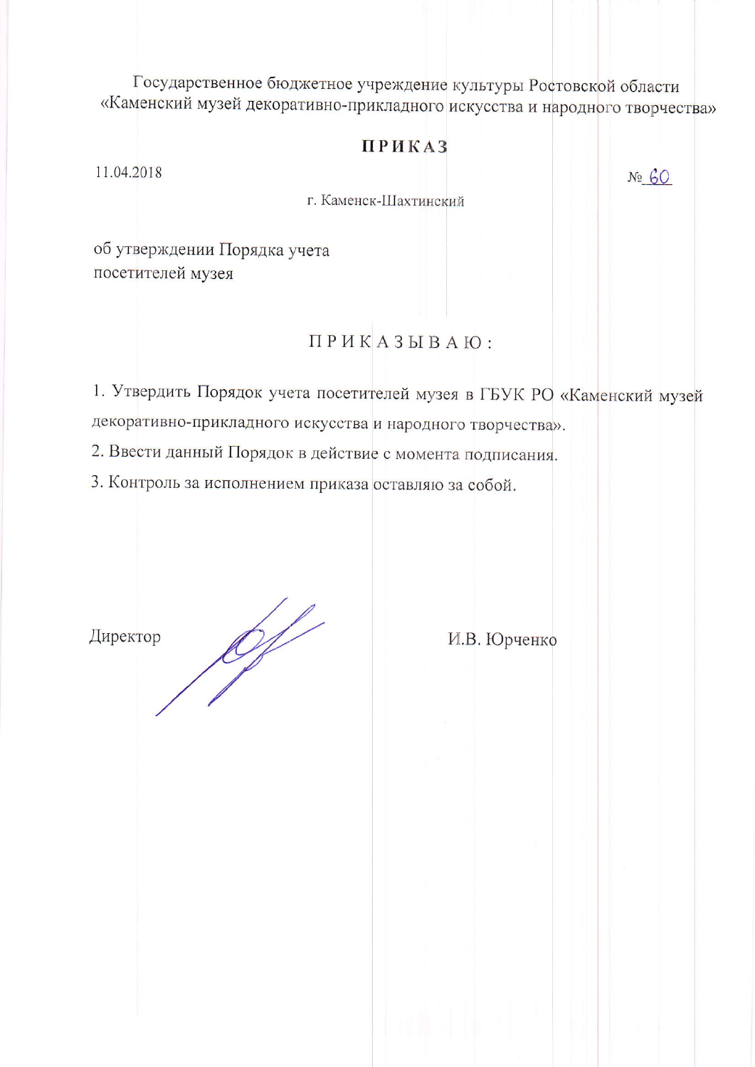Государственное бюджетное учреждение культуры Ростовской области
«Каменский музей декоративно-прикладного искусства и народного творчества»

# ПРИКАЗ

11.04.2018 № 60

г. Каменск-Шахтинский

об утверждении Порядка учета
посетителей музея

ПРИКАЗЫВАЮ:

1. Утвердить Порядок учета посетителей музея в ГБУК РО «Каменский музей декоративно-прикладного искусства и народного творчества».
2. Ввести данный Порядок в действие с момента подписания.
3. Контроль за исполнением приказа оставляю за собой.

Директор И.В. Юрченко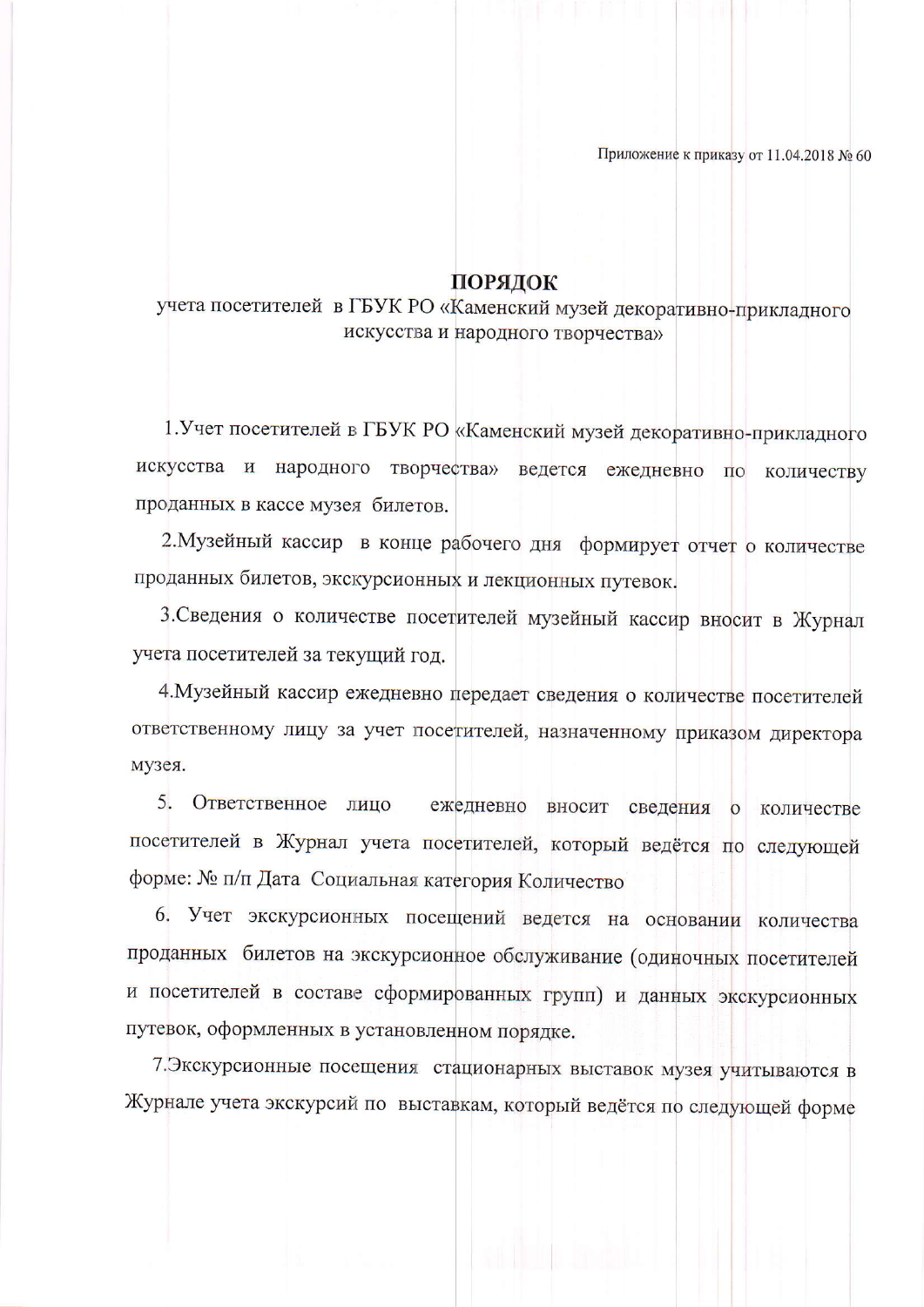Приложение к приказу от 11.04.2018 № 60

## ПОРЯДОК

учета посетителей в ГБУК РО «Каменский музей декоративно-прикладного искусства и народного творчества»

1.Учет посетителей в ГБУК РО «Каменский музей декоративно-прикладного искусства и народного творчества» ведется ежедневно по количеству проданных в кассе музея билетов.

2.Музейный кассир в конце рабочего дня формирует отчет о количестве проданных билетов, экскурсионных и лекционных путевок.

3.Сведения о количестве посетителей музейный кассир вносит в Журнал учета посетителей за текущий год.

4.Музейный кассир ежедневно передает сведения о количестве посетителей ответственному лицу за учет посетителей, назначенному приказом директора музея.

5. Ответственное лицо ежедневно вносит сведения о количестве посетителей в Журнал учета посетителей, который ведётся по следующей форме: № п/п Дата Социальная категория Количество

6. Учет экскурсионных посещений ведется на основании количества проданных билетов на экскурсионное обслуживание (одиночных посетителей и посетителей в составе сформированных групп) и данных экскурсионных путевок, оформленных в установленном порядке.

7.Экскурсионные посещения стационарных выставок музея учитываются в Журнале учета экскурсий по выставкам, который ведётся по следующей форме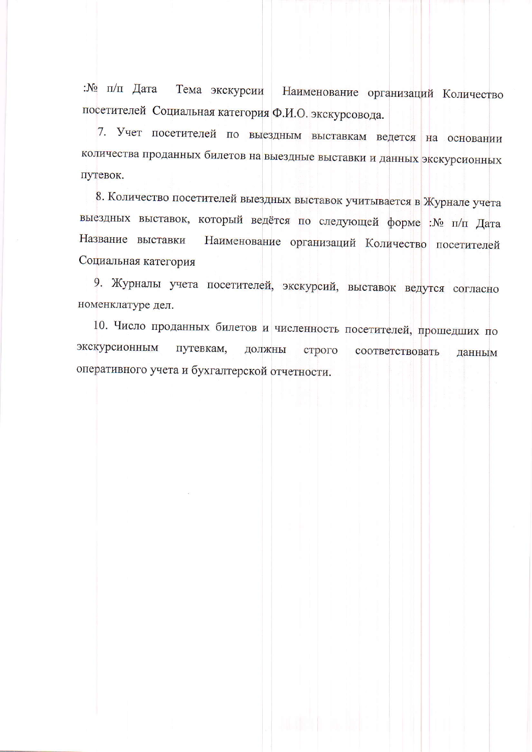:№ п/п Дата Тема экскурсии Наименование организаций Количество посетителей Социальная категория Ф.И.О. экскурсовода.

7. Учет посетителей по выездным выставкам ведется на основании количества проданных билетов на выездные выставки и данных экскурсионных путевок.

8. Количество посетителей выездных выставок учитывается в Журнале учета выездных выставок, который ведётся по следующей форме :№ п/п Дата Название выставки Наименование организаций Количество посетителей Социальная категория

9. Журналы учета посетителей, экскурсий, выставок ведутся согласно номенклатуре дел.

10. Число проданных билетов и численность посетителей, прошедших по экскурсионным путевкам, должны строго соответствовать данным оперативного учета и бухгалтерской отчетности.